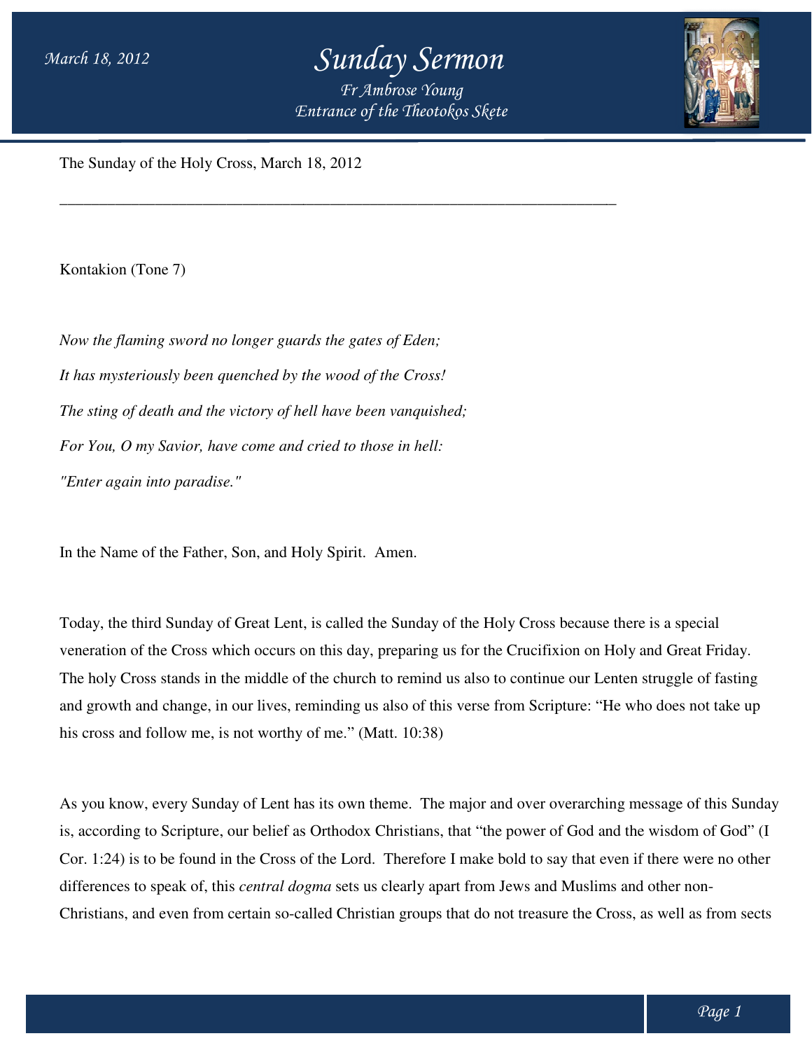# Sunday Sermon

*Fr Ambrose Young*
*Entrance of the Theotokos Skete*

The Sunday of the Holy Cross, March 18, 2012

---

Kontakion (Tone 7)

*Now the flaming sword no longer guards the gates of Eden;*

*It has mysteriously been quenched by the wood of the Cross!*

*The sting of death and the victory of hell have been vanquished;*

*For You, O my Savior, have come and cried to those in hell:*

*"Enter again into paradise."*

In the Name of the Father, Son, and Holy Spirit. Amen.

Today, the third Sunday of Great Lent, is called the Sunday of the Holy Cross because there is a special veneration of the Cross which occurs on this day, preparing us for the Crucifixion on Holy and Great Friday. The holy Cross stands in the middle of the church to remind us also to continue our Lenten struggle of fasting and growth and change, in our lives, reminding us also of this verse from Scripture: "He who does not take up his cross and follow me, is not worthy of me." (Matt. 10:38)

As you know, every Sunday of Lent has its own theme. The major and over overarching message of this Sunday is, according to Scripture, our belief as Orthodox Christians, that "the power of God and the wisdom of God" (I Cor. 1:24) is to be found in the Cross of the Lord. Therefore I make bold to say that even if there were no other differences to speak of, this *central dogma* sets us clearly apart from Jews and Muslims and other non-Christians, and even from certain so-called Christian groups that do not treasure the Cross, as well as from sects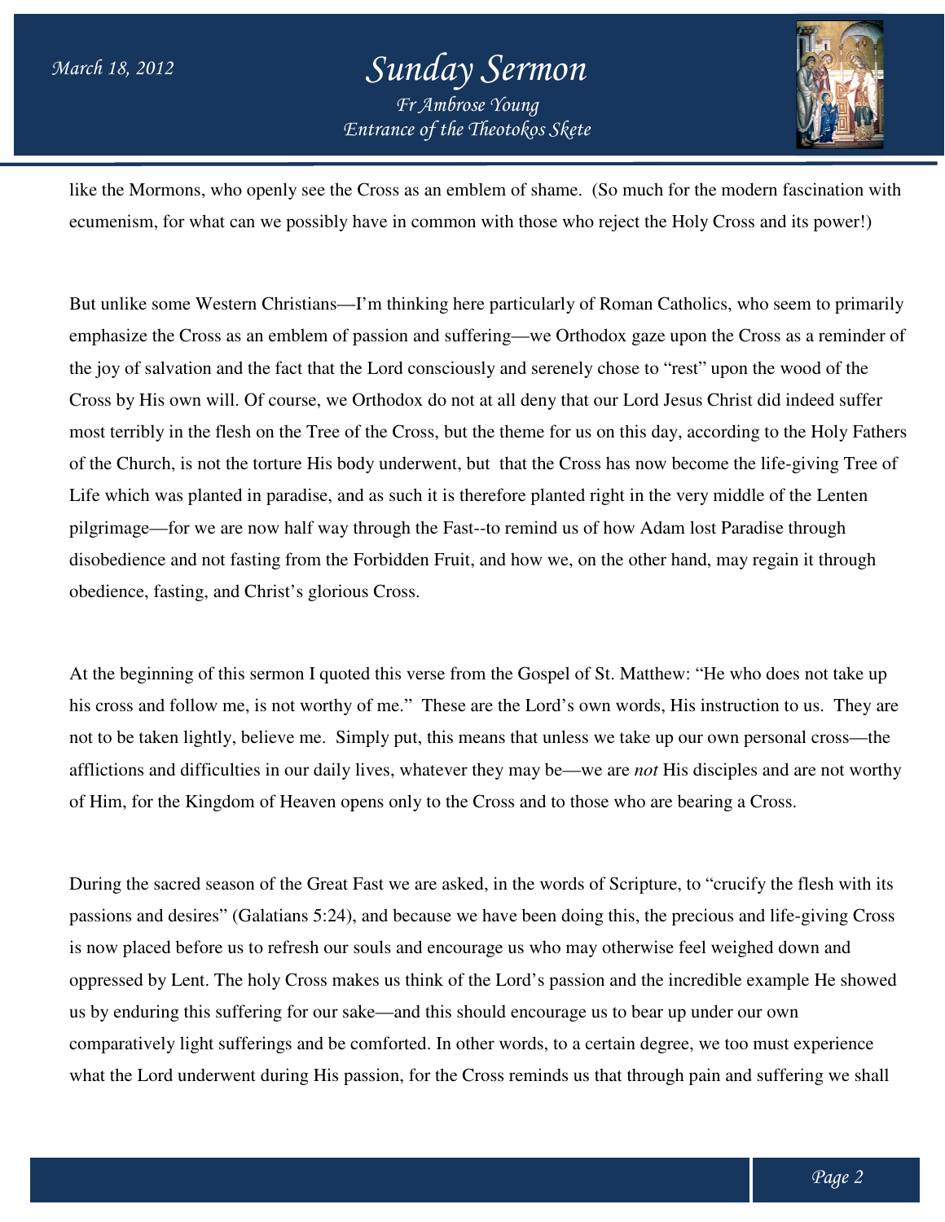like the Mormons, who openly see the Cross as an emblem of shame. (So much for the modern fascination with ecumenism, for what can we possibly have in common with those who reject the Holy Cross and its power!)

But unlike some Western Christians—I'm thinking here particularly of Roman Catholics, who seem to primarily emphasize the Cross as an emblem of passion and suffering—we Orthodox gaze upon the Cross as a reminder of the joy of salvation and the fact that the Lord consciously and serenely chose to "rest" upon the wood of the Cross by His own will. Of course, we Orthodox do not at all deny that our Lord Jesus Christ did indeed suffer most terribly in the flesh on the Tree of the Cross, but the theme for us on this day, according to the Holy Fathers of the Church, is not the torture His body underwent, but that the Cross has now become the life-giving Tree of Life which was planted in paradise, and as such it is therefore planted right in the very middle of the Lenten pilgrimage—for we are now half way through the Fast--to remind us of how Adam lost Paradise through disobedience and not fasting from the Forbidden Fruit, and how we, on the other hand, may regain it through obedience, fasting, and Christ's glorious Cross.

At the beginning of this sermon I quoted this verse from the Gospel of St. Matthew: "He who does not take up his cross and follow me, is not worthy of me." These are the Lord's own words, His instruction to us. They are not to be taken lightly, believe me. Simply put, this means that unless we take up our own personal cross—the afflictions and difficulties in our daily lives, whatever they may be—we are *not* His disciples and are not worthy of Him, for the Kingdom of Heaven opens only to the Cross and to those who are bearing a Cross.

During the sacred season of the Great Fast we are asked, in the words of Scripture, to "crucify the flesh with its passions and desires" (Galatians 5:24), and because we have been doing this, the precious and life-giving Cross is now placed before us to refresh our souls and encourage us who may otherwise feel weighed down and oppressed by Lent. The holy Cross makes us think of the Lord's passion and the incredible example He showed us by enduring this suffering for our sake—and this should encourage us to bear up under our own comparatively light sufferings and be comforted. In other words, to a certain degree, we too must experience what the Lord underwent during His passion, for the Cross reminds us that through pain and suffering we shall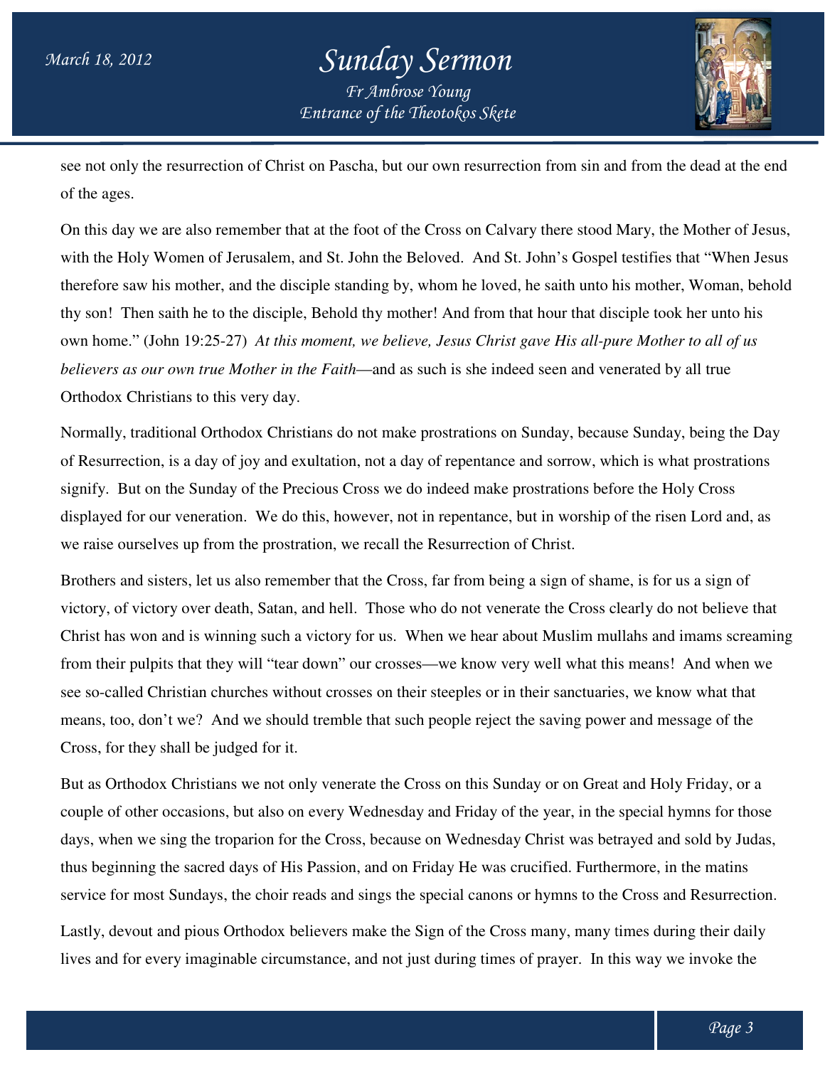see not only the resurrection of Christ on Pascha, but our own resurrection from sin and from the dead at the end of the ages.

On this day we are also remember that at the foot of the Cross on Calvary there stood Mary, the Mother of Jesus, with the Holy Women of Jerusalem, and St. John the Beloved. And St. John's Gospel testifies that "When Jesus therefore saw his mother, and the disciple standing by, whom he loved, he saith unto his mother, Woman, behold thy son! Then saith he to the disciple, Behold thy mother! And from that hour that disciple took her unto his own home." (John 19:25-27) *At this moment, we believe, Jesus Christ gave His all-pure Mother to all of us believers as our own true Mother in the Faith*—and as such is she indeed seen and venerated by all true Orthodox Christians to this very day.

Normally, traditional Orthodox Christians do not make prostrations on Sunday, because Sunday, being the Day of Resurrection, is a day of joy and exultation, not a day of repentance and sorrow, which is what prostrations signify. But on the Sunday of the Precious Cross we do indeed make prostrations before the Holy Cross displayed for our veneration. We do this, however, not in repentance, but in worship of the risen Lord and, as we raise ourselves up from the prostration, we recall the Resurrection of Christ.

Brothers and sisters, let us also remember that the Cross, far from being a sign of shame, is for us a sign of victory, of victory over death, Satan, and hell. Those who do not venerate the Cross clearly do not believe that Christ has won and is winning such a victory for us. When we hear about Muslim mullahs and imams screaming from their pulpits that they will "tear down" our crosses—we know very well what this means! And when we see so-called Christian churches without crosses on their steeples or in their sanctuaries, we know what that means, too, don't we? And we should tremble that such people reject the saving power and message of the Cross, for they shall be judged for it.

But as Orthodox Christians we not only venerate the Cross on this Sunday or on Great and Holy Friday, or a couple of other occasions, but also on every Wednesday and Friday of the year, in the special hymns for those days, when we sing the troparion for the Cross, because on Wednesday Christ was betrayed and sold by Judas, thus beginning the sacred days of His Passion, and on Friday He was crucified. Furthermore, in the matins service for most Sundays, the choir reads and sings the special canons or hymns to the Cross and Resurrection.

Lastly, devout and pious Orthodox believers make the Sign of the Cross many, many times during their daily lives and for every imaginable circumstance, and not just during times of prayer. In this way we invoke the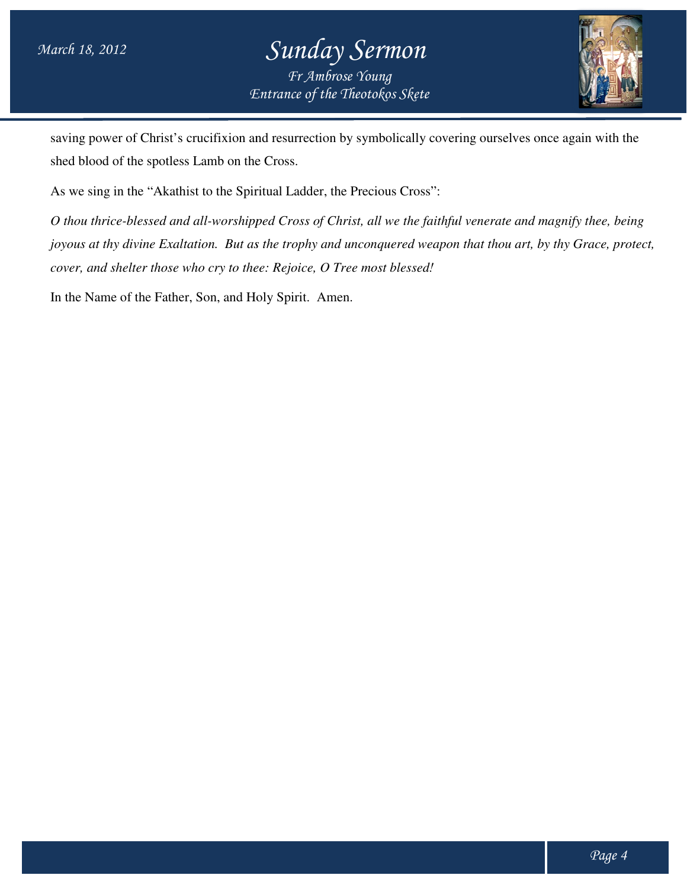saving power of Christ's crucifixion and resurrection by symbolically covering ourselves once again with the shed blood of the spotless Lamb on the Cross.

As we sing in the "Akathist to the Spiritual Ladder, the Precious Cross":

*O thou thrice-blessed and all-worshipped Cross of Christ, all we the faithful venerate and magnify thee, being joyous at thy divine Exaltation. But as the trophy and unconquered weapon that thou art, by thy Grace, protect, cover, and shelter those who cry to thee: Rejoice, O Tree most blessed!*

In the Name of the Father, Son, and Holy Spirit. Amen.